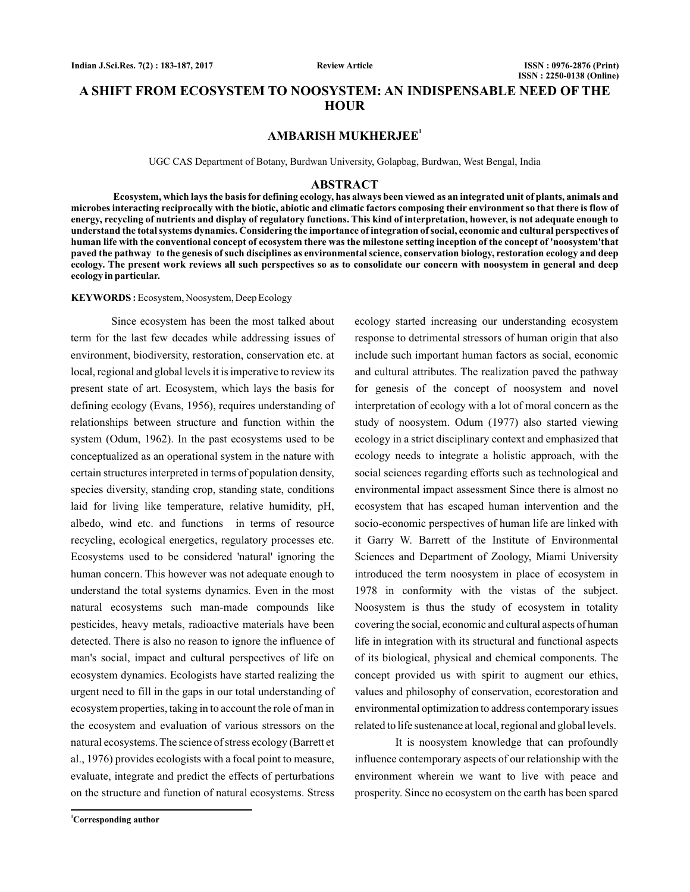# A SHIFT FROM ECOSYSTEM TO NOOSYSTEM: AN INDISPENSABLE NEED OF THE HOUR

## AMBARISH MUKHERJEE[1]

UGC CAS Department of Botany, Burdwan University, Golapbag, Burdwan, West Bengal, India

## ABSTRACT

**Ecosystem, which lays the basis for defining ecology, has always been viewed as an integrated unit of plants, animals and microbes interacting reciprocally with the biotic, abiotic and climatic factors composing their environment so that there is flow of energy, recycling of nutrients and display of regulatory functions. This kind of interpretation, however, is not adequate enough to understand the total systems dynamics. Considering the importance of integration of social, economic and cultural perspectives of human life with the conventional concept of ecosystem there was the milestone setting inception of the concept of 'noosystem'that paved the pathway to the genesis of such disciplines as environmental science, conservation biology, restoration ecology and deep ecology. The present work reviews all such perspectives so as to consolidate our concern with noosystem in general and deep ecology in particular.**

**KEYWORDS :** Ecosystem, Noosystem, Deep Ecology

Since ecosystem has been the most talked about term for the last few decades while addressing issues of environment, biodiversity, restoration, conservation etc. at local, regional and global levels it is imperative to review its present state of art. Ecosystem, which lays the basis for defining ecology (Evans, 1956), requires understanding of relationships between structure and function within the system (Odum, 1962). In the past ecosystems used to be conceptualized as an operational system in the nature with certain structures interpreted in terms of population density, species diversity, standing crop, standing state, conditions laid for living like temperature, relative humidity, pH, albedo, wind etc. and functions in terms of resource recycling, ecological energetics, regulatory processes etc. Ecosystems used to be considered 'natural' ignoring the human concern. This however was not adequate enough to understand the total systems dynamics. Even in the most natural ecosystems such man-made compounds like pesticides, heavy metals, radioactive materials have been detected. There is also no reason to ignore the influence of man's social, impact and cultural perspectives of life on ecosystem dynamics. Ecologists have started realizing the urgent need to fill in the gaps in our total understanding of ecosystem properties, taking in to account the role of man in the ecosystem and evaluation of various stressors on the natural ecosystems. The science of stress ecology (Barrett et al., 1976) provides ecologists with a focal point to measure, evaluate, integrate and predict the effects of perturbations on the structure and function of natural ecosystems. Stress ecology started increasing our understanding ecosystem response to detrimental stressors of human origin that also include such important human factors as social, economic and cultural attributes. The realization paved the pathway for genesis of the concept of noosystem and novel interpretation of ecology with a lot of moral concern as the study of noosystem. Odum (1977) also started viewing ecology in a strict disciplinary context and emphasized that ecology needs to integrate a holistic approach, with the social sciences regarding efforts such as technological and environmental impact assessment Since there is almost no ecosystem that has escaped human intervention and the socio-economic perspectives of human life are linked with it Garry W. Barrett of the Institute of Environmental Sciences and Department of Zoology, Miami University introduced the term noosystem in place of ecosystem in 1978 in conformity with the vistas of the subject. Noosystem is thus the study of ecosystem in totality covering the social, economic and cultural aspects of human life in integration with its structural and functional aspects of its biological, physical and chemical components. The concept provided us with spirit to augment our ethics, values and philosophy of conservation, ecorestoration and environmental optimization to address contemporary issues related to life sustenance at local, regional and global levels.

It is noosystem knowledge that can profoundly influence contemporary aspects of our relationship with the environment wherein we want to live with peace and prosperity. Since no ecosystem on the earth has been spared

[1]Corresponding author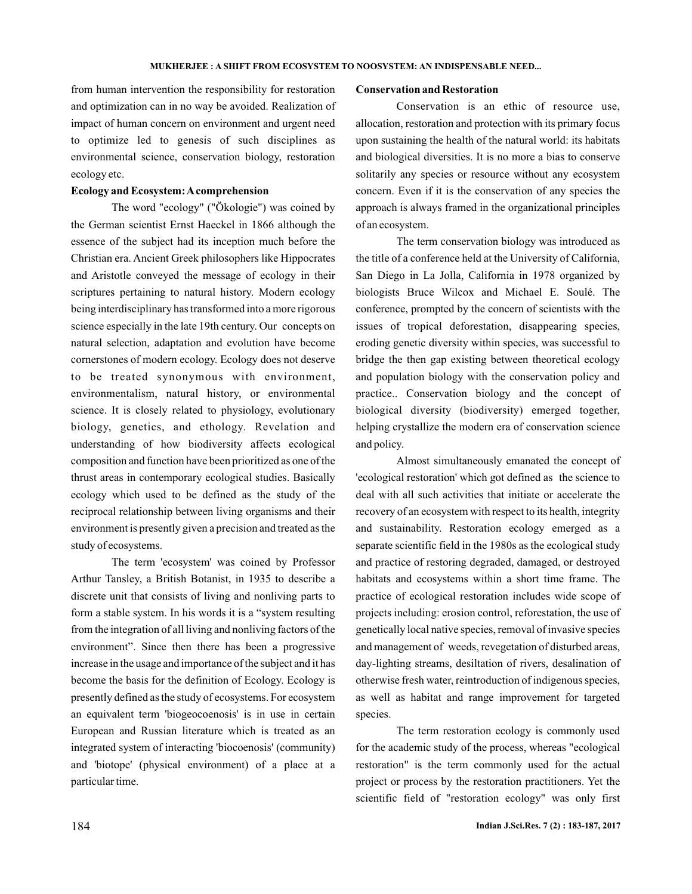from human intervention the responsibility for restoration and optimization can in no way be avoided. Realization of impact of human concern on environment and urgent need to optimize led to genesis of such disciplines as environmental science, conservation biology, restoration ecology etc.

### Ecology and Ecosystem: A comprehension

The word "ecology" ("Ökologie") was coined by the German scientist Ernst Haeckel in 1866 although the essence of the subject had its inception much before the Christian era. Ancient Greek philosophers like Hippocrates and Aristotle conveyed the message of ecology in their scriptures pertaining to natural history. Modern ecology being interdisciplinary has transformed into a more rigorous science especially in the late 19th century. Our concepts on natural selection, adaptation and evolution have become cornerstones of modern ecology. Ecology does not deserve to be treated synonymous with environment, environmentalism, natural history, or environmental science. It is closely related to physiology, evolutionary biology, genetics, and ethology. Revelation and understanding of how biodiversity affects ecological composition and function have been prioritized as one of the thrust areas in contemporary ecological studies. Basically ecology which used to be defined as the study of the reciprocal relationship between living organisms and their environment is presently given a precision and treated as the study of ecosystems.

The term 'ecosystem' was coined by Professor Arthur Tansley, a British Botanist, in 1935 to describe a discrete unit that consists of living and nonliving parts to form a stable system. In his words it is a "system resulting from the integration of all living and nonliving factors of the environment". Since then there has been a progressive increase in the usage and importance of the subject and it has become the basis for the definition of Ecology. Ecology is presently defined as the study of ecosystems. For ecosystem an equivalent term 'biogeocoenosis' is in use in certain European and Russian literature which is treated as an integrated system of interacting 'biocoenosis' (community) and 'biotope' (physical environment) of a place at a particular time.

### Conservation and Restoration

Conservation is an ethic of resource use, allocation, restoration and protection with its primary focus upon sustaining the health of the natural world: its habitats and biological diversities. It is no more a bias to conserve solitarily any species or resource without any ecosystem concern. Even if it is the conservation of any species the approach is always framed in the organizational principles of an ecosystem.

The term conservation biology was introduced as the title of a conference held at the University of California, San Diego in La Jolla, California in 1978 organized by biologists Bruce Wilcox and Michael E. Soulé. The conference, prompted by the concern of scientists with the issues of tropical deforestation, disappearing species, eroding genetic diversity within species, was successful to bridge the then gap existing between theoretical ecology and population biology with the conservation policy and practice.. Conservation biology and the concept of biological diversity (biodiversity) emerged together, helping crystallize the modern era of conservation science and policy.

Almost simultaneously emanated the concept of 'ecological restoration' which got defined as the science to deal with all such activities that initiate or accelerate the recovery of an ecosystem with respect to its health, integrity and sustainability. Restoration ecology emerged as a separate scientific field in the 1980s as the ecological study and practice of restoring degraded, damaged, or destroyed habitats and ecosystems within a short time frame. The practice of ecological restoration includes wide scope of projects including: erosion control, reforestation, the use of genetically local native species, removal of invasive species and management of weeds, revegetation of disturbed areas, day-lighting streams, desiltation of rivers, desalination of otherwise fresh water, reintroduction of indigenous species, as well as habitat and range improvement for targeted species.

The term restoration ecology is commonly used for the academic study of the process, whereas "ecological restoration" is the term commonly used for the actual project or process by the restoration practitioners. Yet the scientific field of "restoration ecology" was only first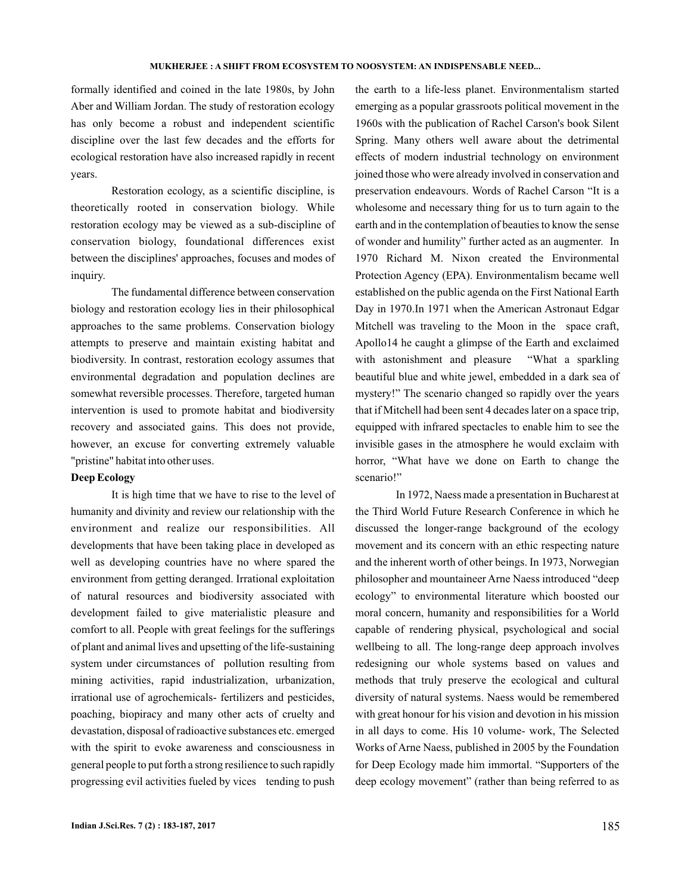formally identified and coined in the late 1980s, by John Aber and William Jordan. The study of restoration ecology has only become a robust and independent scientific discipline over the last few decades and the efforts for ecological restoration have also increased rapidly in recent years.

Restoration ecology, as a scientific discipline, is theoretically rooted in conservation biology. While restoration ecology may be viewed as a sub-discipline of conservation biology, foundational differences exist between the disciplines' approaches, focuses and modes of inquiry.

The fundamental difference between conservation biology and restoration ecology lies in their philosophical approaches to the same problems. Conservation biology attempts to preserve and maintain existing habitat and biodiversity. In contrast, restoration ecology assumes that environmental degradation and population declines are somewhat reversible processes. Therefore, targeted human intervention is used to promote habitat and biodiversity recovery and associated gains. This does not provide, however, an excuse for converting extremely valuable "pristine" habitat into other uses.

**Deep Ecology**

It is high time that we have to rise to the level of humanity and divinity and review our relationship with the environment and realize our responsibilities. All developments that have been taking place in developed as well as developing countries have no where spared the environment from getting deranged. Irrational exploitation of natural resources and biodiversity associated with development failed to give materialistic pleasure and comfort to all. People with great feelings for the sufferings of plant and animal lives and upsetting of the life-sustaining system under circumstances of pollution resulting from mining activities, rapid industrialization, urbanization, irrational use of agrochemicals- fertilizers and pesticides, poaching, biopiracy and many other acts of cruelty and devastation, disposal of radioactive substances etc. emerged with the spirit to evoke awareness and consciousness in general people to put forth a strong resilience to such rapidly progressing evil activities fueled by vices tending to push the earth to a life-less planet. Environmentalism started emerging as a popular grassroots political movement in the 1960s with the publication of Rachel Carson's book Silent Spring. Many others well aware about the detrimental effects of modern industrial technology on environment joined those who were already involved in conservation and preservation endeavours. Words of Rachel Carson "It is a wholesome and necessary thing for us to turn again to the earth and in the contemplation of beauties to know the sense of wonder and humility" further acted as an augmenter. In 1970 Richard M. Nixon created the Environmental Protection Agency (EPA). Environmentalism became well established on the public agenda on the First National Earth Day in 1970.In 1971 when the American Astronaut Edgar Mitchell was traveling to the Moon in the space craft, Apollo14 he caught a glimpse of the Earth and exclaimed with astonishment and pleasure "What a sparkling beautiful blue and white jewel, embedded in a dark sea of mystery!" The scenario changed so rapidly over the years that if Mitchell had been sent 4 decades later on a space trip, equipped with infrared spectacles to enable him to see the invisible gases in the atmosphere he would exclaim with horror, "What have we done on Earth to change the scenario!"

In 1972, Naess made a presentation in Bucharest at the Third World Future Research Conference in which he discussed the longer-range background of the ecology movement and its concern with an ethic respecting nature and the inherent worth of other beings. In 1973, Norwegian philosopher and mountaineer Arne Naess introduced "deep ecology" to environmental literature which boosted our moral concern, humanity and responsibilities for a World capable of rendering physical, psychological and social wellbeing to all. The long-range deep approach involves redesigning our whole systems based on values and methods that truly preserve the ecological and cultural diversity of natural systems. Naess would be remembered with great honour for his vision and devotion in his mission in all days to come. His 10 volume- work, The Selected Works of Arne Naess, published in 2005 by the Foundation for Deep Ecology made him immortal. "Supporters of the deep ecology movement" (rather than being referred to as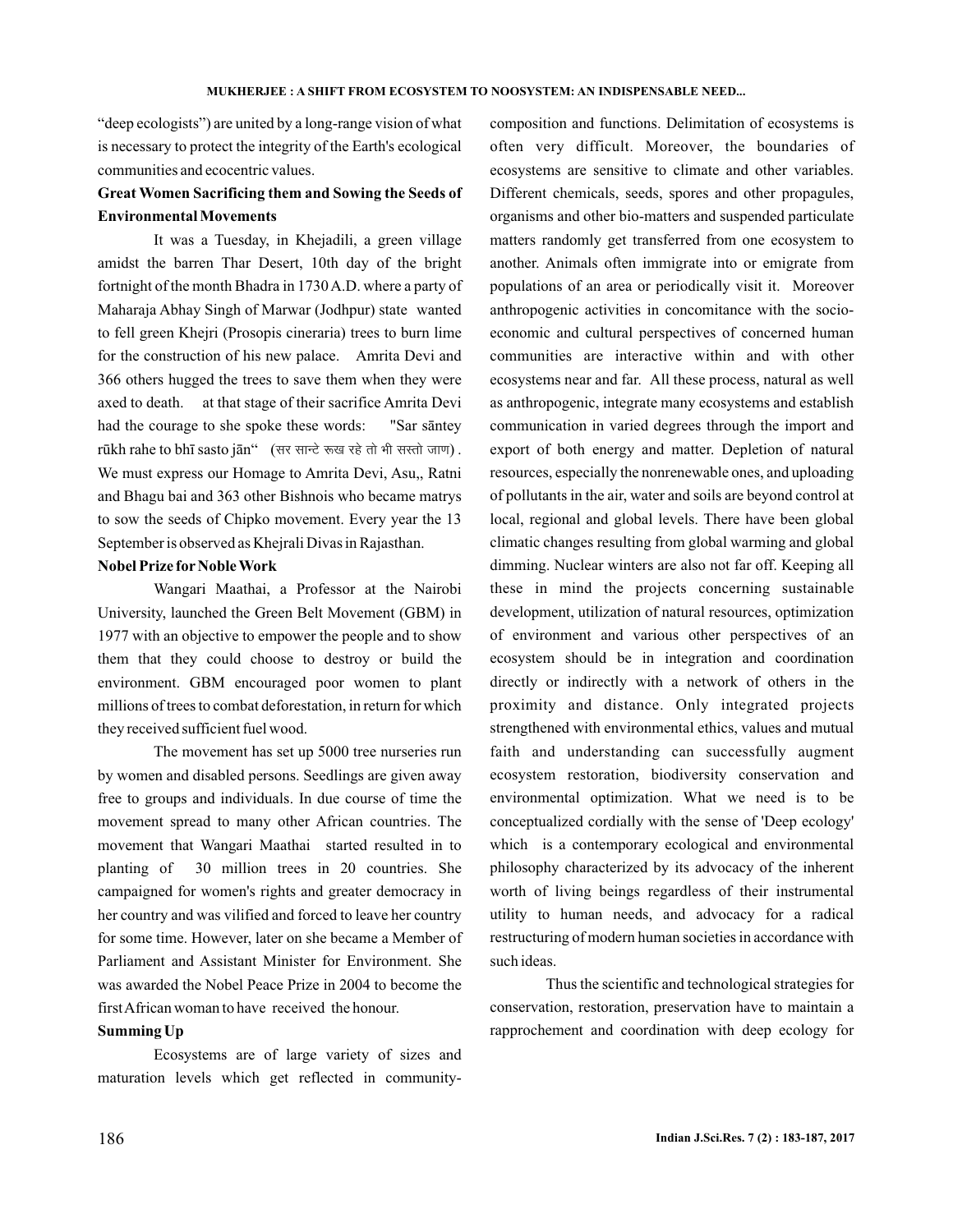"deep ecologists") are united by a long-range vision of what is necessary to protect the integrity of the Earth's ecological communities and ecocentric values.

## Great Women Sacrificing them and Sowing the Seeds of Environmental Movements

It was a Tuesday, in Khejadili, a green village amidst the barren Thar Desert, 10th day of the bright fortnight of the month Bhadra in 1730 A.D. where a party of Maharaja Abhay Singh of Marwar (Jodhpur) state wanted to fell green Khejri (Prosopis cineraria) trees to burn lime for the construction of his new palace. Amrita Devi and 366 others hugged the trees to save them when they were axed to death. at that stage of their sacrifice Amrita Devi had the courage to she spoke these words: "Sar sāntey rūkh rahe to bhī sasto jān" (सर सान्टे रूख रहे तो भी सस्तो जाण) . We must express our Homage to Amrita Devi, Asu,, Ratni and Bhagu bai and 363 other Bishnois who became matrys to sow the seeds of Chipko movement. Every year the 13 September is observed as Khejrali Divas in Rajasthan.

## Nobel Prize for Noble Work

Wangari Maathai, a Professor at the Nairobi University, launched the Green Belt Movement (GBM) in 1977 with an objective to empower the people and to show them that they could choose to destroy or build the environment. GBM encouraged poor women to plant millions of trees to combat deforestation, in return for which they received sufficient fuel wood.

The movement has set up 5000 tree nurseries run by women and disabled persons. Seedlings are given away free to groups and individuals. In due course of time the movement spread to many other African countries. The movement that Wangari Maathai started resulted in to planting of 30 million trees in 20 countries. She campaigned for women's rights and greater democracy in her country and was vilified and forced to leave her country for some time. However, later on she became a Member of Parliament and Assistant Minister for Environment. She was awarded the Nobel Peace Prize in 2004 to become the first African woman to have received the honour.

## Summing Up

Ecosystems are of large variety of sizes and maturation levels which get reflected in community-composition and functions. Delimitation of ecosystems is often very difficult. Moreover, the boundaries of ecosystems are sensitive to climate and other variables. Different chemicals, seeds, spores and other propagules, organisms and other bio-matters and suspended particulate matters randomly get transferred from one ecosystem to another. Animals often immigrate into or emigrate from populations of an area or periodically visit it. Moreover anthropogenic activities in concomitance with the socio-economic and cultural perspectives of concerned human communities are interactive within and with other ecosystems near and far. All these process, natural as well as anthropogenic, integrate many ecosystems and establish communication in varied degrees through the import and export of both energy and matter. Depletion of natural resources, especially the nonrenewable ones, and uploading of pollutants in the air, water and soils are beyond control at local, regional and global levels. There have been global climatic changes resulting from global warming and global dimming. Nuclear winters are also not far off. Keeping all these in mind the projects concerning sustainable development, utilization of natural resources, optimization of environment and various other perspectives of an ecosystem should be in integration and coordination directly or indirectly with a network of others in the proximity and distance. Only integrated projects strengthened with environmental ethics, values and mutual faith and understanding can successfully augment ecosystem restoration, biodiversity conservation and environmental optimization. What we need is to be conceptualized cordially with the sense of 'Deep ecology' which is a contemporary ecological and environmental philosophy characterized by its advocacy of the inherent worth of living beings regardless of their instrumental utility to human needs, and advocacy for a radical restructuring of modern human societies in accordance with such ideas.

Thus the scientific and technological strategies for conservation, restoration, preservation have to maintain a rapprochement and coordination with deep ecology for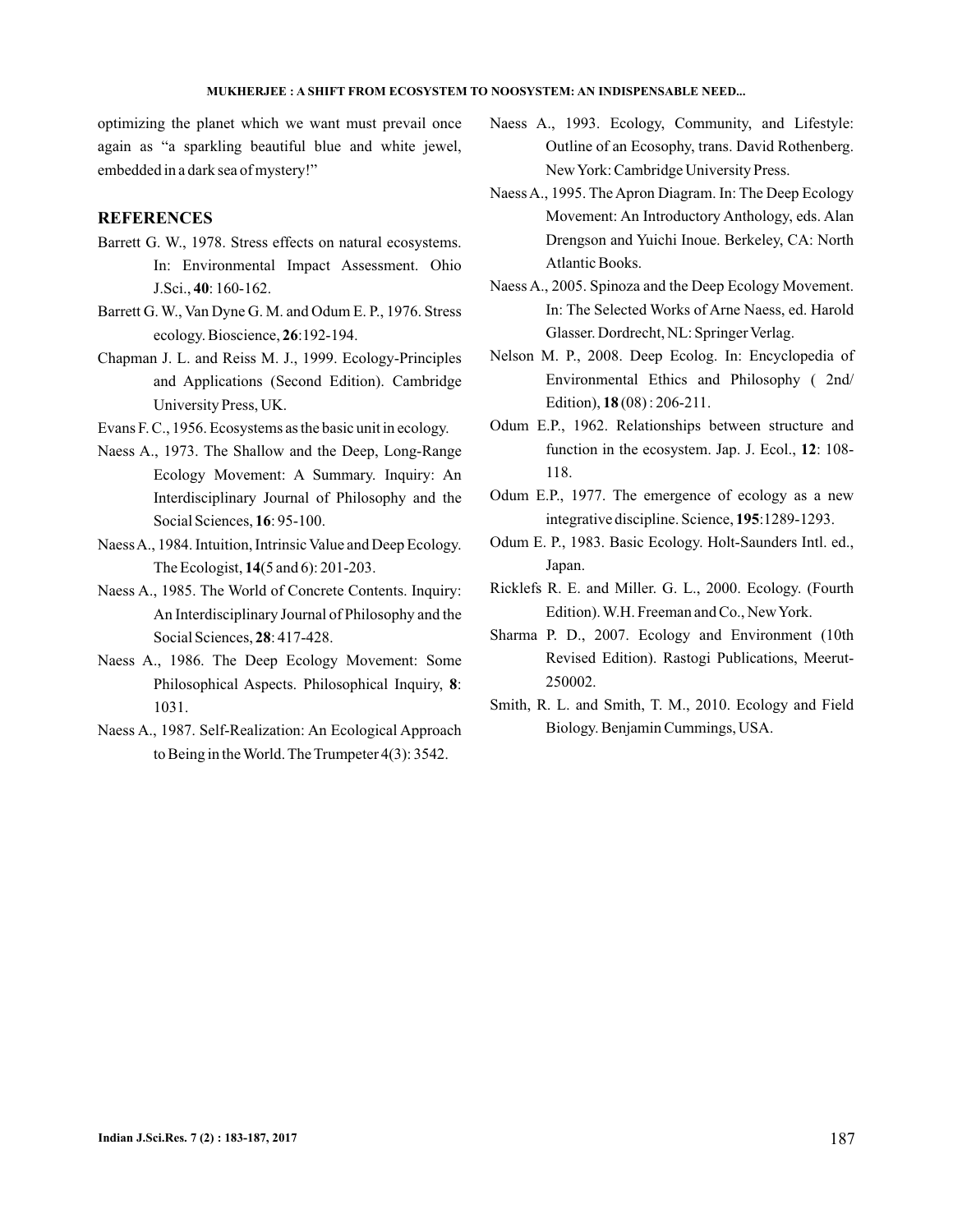optimizing the planet which we want must prevail once again as "a sparkling beautiful blue and white jewel, embedded in a dark sea of mystery!"

## REFERENCES

Barrett G. W., 1978. Stress effects on natural ecosystems. In: Environmental Impact Assessment. Ohio J.Sci., **40**: 160-162.

Barrett G. W., Van Dyne G. M. and Odum E. P., 1976. Stress ecology. Bioscience, **26**:192-194.

Chapman J. L. and Reiss M. J., 1999. Ecology-Principles and Applications (Second Edition). Cambridge University Press, UK.

Evans F. C., 1956. Ecosystems as the basic unit in ecology.

Naess A., 1973. The Shallow and the Deep, Long-Range Ecology Movement: A Summary. Inquiry: An Interdisciplinary Journal of Philosophy and the Social Sciences, **16**: 95-100.

Naess A., 1984. Intuition, Intrinsic Value and Deep Ecology. The Ecologist, **14**(5 and 6): 201-203.

Naess A., 1985. The World of Concrete Contents. Inquiry: An Interdisciplinary Journal of Philosophy and the Social Sciences, **28**: 417-428.

Naess A., 1986. The Deep Ecology Movement: Some Philosophical Aspects. Philosophical Inquiry, **8**: 1031.

Naess A., 1987. Self-Realization: An Ecological Approach to Being in the World. The Trumpeter 4(3): 3542.

Naess A., 1993. Ecology, Community, and Lifestyle: Outline of an Ecosophy, trans. David Rothenberg. New York: Cambridge University Press.

Naess A., 1995. The Apron Diagram. In: The Deep Ecology Movement: An Introductory Anthology, eds. Alan Drengson and Yuichi Inoue. Berkeley, CA: North Atlantic Books.

Naess A., 2005. Spinoza and the Deep Ecology Movement. In: The Selected Works of Arne Naess, ed. Harold Glasser. Dordrecht, NL: Springer Verlag.

Nelson M. P., 2008. Deep Ecolog. In: Encyclopedia of Environmental Ethics and Philosophy ( 2nd/ Edition), **18** (08) : 206-211.

Odum E.P., 1962. Relationships between structure and function in the ecosystem. Jap. J. Ecol., **12**: 108-118.

Odum E.P., 1977. The emergence of ecology as a new integrative discipline. Science, **195**:1289-1293.

Odum E. P., 1983. Basic Ecology. Holt-Saunders Intl. ed., Japan.

Ricklefs R. E. and Miller. G. L., 2000. Ecology. (Fourth Edition). W.H. Freeman and Co., New York.

Sharma P. D., 2007. Ecology and Environment (10th Revised Edition). Rastogi Publications, Meerut-250002.

Smith, R. L. and Smith, T. M., 2010. Ecology and Field Biology. Benjamin Cummings, USA.